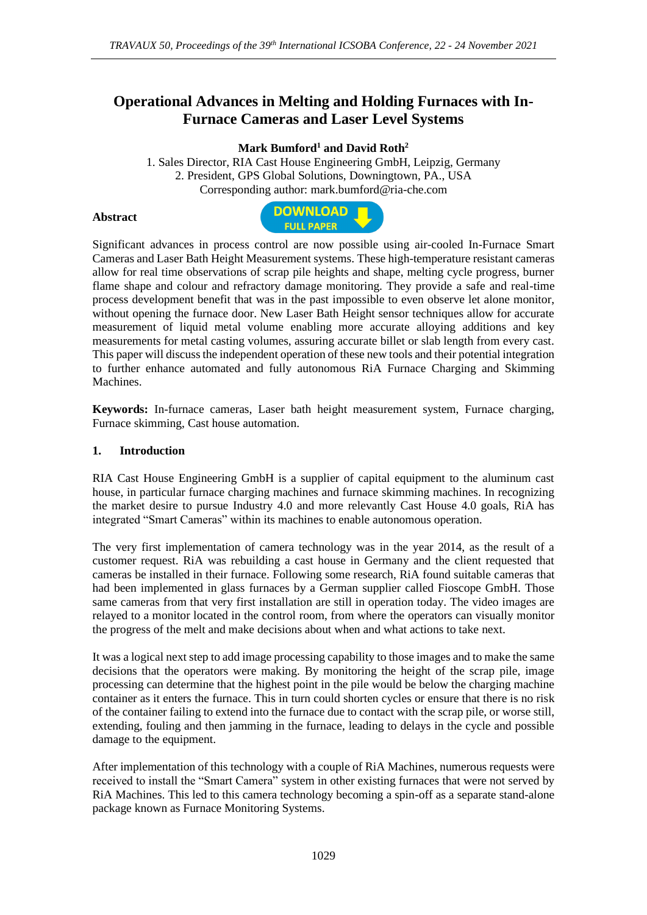# Operational Advances in Melting and Holding Furnaces with In-Furnace Cameras and Laser Level Systems

**Mark Bumford[1] and David Roth[2]**

1. Sales Director, RIA Cast House Engineering GmbH, Leipzig, Germany
2. President, GPS Global Solutions, Downingtown, PA., USA

Corresponding author: mark.bumford@ria-che.com

**Abstract**

Significant advances in process control are now possible using air-cooled In-Furnace Smart Cameras and Laser Bath Height Measurement systems. These high-temperature resistant cameras allow for real time observations of scrap pile heights and shape, melting cycle progress, burner flame shape and colour and refractory damage monitoring. They provide a safe and real-time process development benefit that was in the past impossible to even observe let alone monitor, without opening the furnace door. New Laser Bath Height sensor techniques allow for accurate measurement of liquid metal volume enabling more accurate alloying additions and key measurements for metal casting volumes, assuring accurate billet or slab length from every cast. This paper will discuss the independent operation of these new tools and their potential integration to further enhance automated and fully autonomous RiA Furnace Charging and Skimming Machines.

**Keywords:** In-furnace cameras, Laser bath height measurement system, Furnace charging, Furnace skimming, Cast house automation.

## 1. Introduction

RIA Cast House Engineering GmbH is a supplier of capital equipment to the aluminum cast house, in particular furnace charging machines and furnace skimming machines. In recognizing the market desire to pursue Industry 4.0 and more relevantly Cast House 4.0 goals, RiA has integrated "Smart Cameras" within its machines to enable autonomous operation.

The very first implementation of camera technology was in the year 2014, as the result of a customer request. RiA was rebuilding a cast house in Germany and the client requested that cameras be installed in their furnace. Following some research, RiA found suitable cameras that had been implemented in glass furnaces by a German supplier called Fioscope GmbH. Those same cameras from that very first installation are still in operation today. The video images are relayed to a monitor located in the control room, from where the operators can visually monitor the progress of the melt and make decisions about when and what actions to take next.

It was a logical next step to add image processing capability to those images and to make the same decisions that the operators were making. By monitoring the height of the scrap pile, image processing can determine that the highest point in the pile would be below the charging machine container as it enters the furnace. This in turn could shorten cycles or ensure that there is no risk of the container failing to extend into the furnace due to contact with the scrap pile, or worse still, extending, fouling and then jamming in the furnace, leading to delays in the cycle and possible damage to the equipment.

After implementation of this technology with a couple of RiA Machines, numerous requests were received to install the "Smart Camera" system in other existing furnaces that were not served by RiA Machines. This led to this camera technology becoming a spin-off as a separate stand-alone package known as Furnace Monitoring Systems.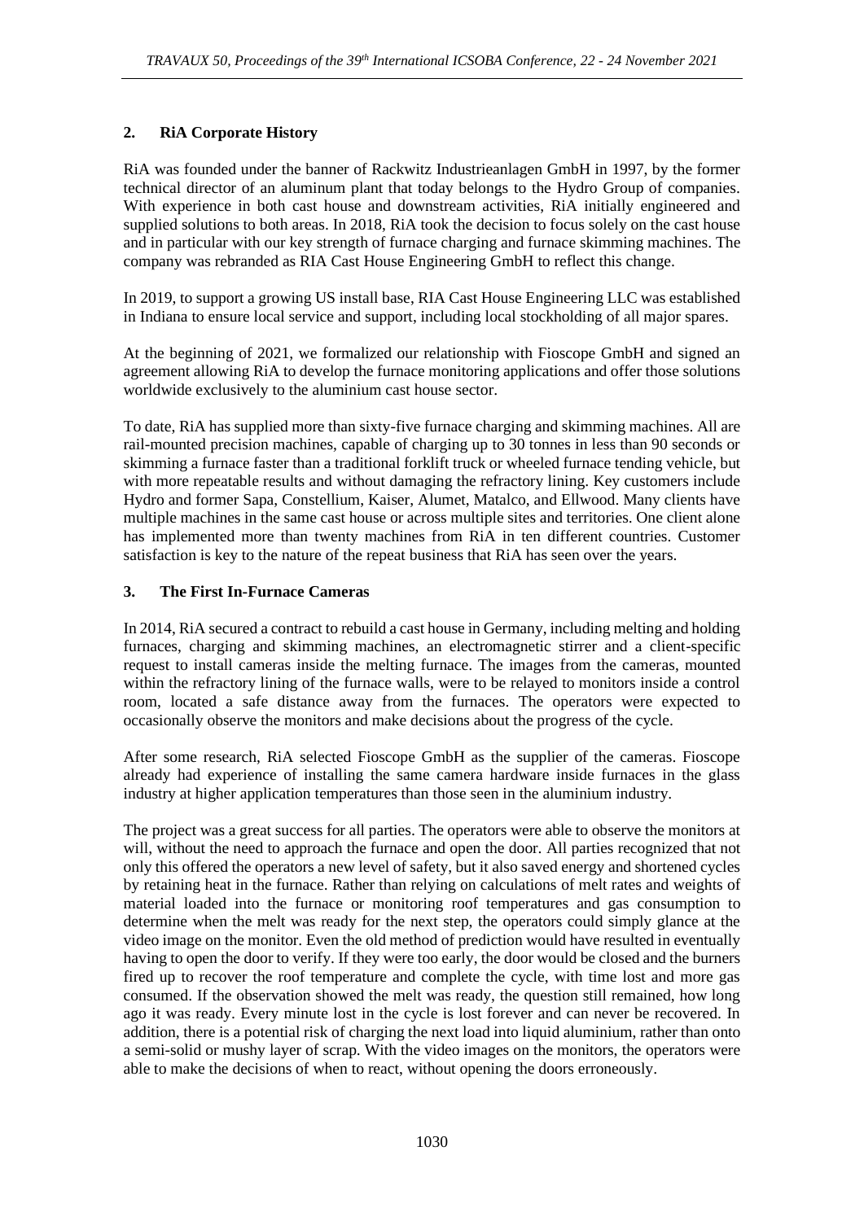## 2. RiA Corporate History

RiA was founded under the banner of Rackwitz Industrieanlagen GmbH in 1997, by the former technical director of an aluminum plant that today belongs to the Hydro Group of companies. With experience in both cast house and downstream activities, RiA initially engineered and supplied solutions to both areas. In 2018, RiA took the decision to focus solely on the cast house and in particular with our key strength of furnace charging and furnace skimming machines. The company was rebranded as RIA Cast House Engineering GmbH to reflect this change.

In 2019, to support a growing US install base, RIA Cast House Engineering LLC was established in Indiana to ensure local service and support, including local stockholding of all major spares.

At the beginning of 2021, we formalized our relationship with Fioscope GmbH and signed an agreement allowing RiA to develop the furnace monitoring applications and offer those solutions worldwide exclusively to the aluminium cast house sector.

To date, RiA has supplied more than sixty-five furnace charging and skimming machines. All are rail-mounted precision machines, capable of charging up to 30 tonnes in less than 90 seconds or skimming a furnace faster than a traditional forklift truck or wheeled furnace tending vehicle, but with more repeatable results and without damaging the refractory lining. Key customers include Hydro and former Sapa, Constellium, Kaiser, Alumet, Matalco, and Ellwood. Many clients have multiple machines in the same cast house or across multiple sites and territories. One client alone has implemented more than twenty machines from RiA in ten different countries. Customer satisfaction is key to the nature of the repeat business that RiA has seen over the years.

## 3. The First In-Furnace Cameras

In 2014, RiA secured a contract to rebuild a cast house in Germany, including melting and holding furnaces, charging and skimming machines, an electromagnetic stirrer and a client-specific request to install cameras inside the melting furnace. The images from the cameras, mounted within the refractory lining of the furnace walls, were to be relayed to monitors inside a control room, located a safe distance away from the furnaces. The operators were expected to occasionally observe the monitors and make decisions about the progress of the cycle.

After some research, RiA selected Fioscope GmbH as the supplier of the cameras. Fioscope already had experience of installing the same camera hardware inside furnaces in the glass industry at higher application temperatures than those seen in the aluminium industry.

The project was a great success for all parties. The operators were able to observe the monitors at will, without the need to approach the furnace and open the door. All parties recognized that not only this offered the operators a new level of safety, but it also saved energy and shortened cycles by retaining heat in the furnace. Rather than relying on calculations of melt rates and weights of material loaded into the furnace or monitoring roof temperatures and gas consumption to determine when the melt was ready for the next step, the operators could simply glance at the video image on the monitor. Even the old method of prediction would have resulted in eventually having to open the door to verify. If they were too early, the door would be closed and the burners fired up to recover the roof temperature and complete the cycle, with time lost and more gas consumed. If the observation showed the melt was ready, the question still remained, how long ago it was ready. Every minute lost in the cycle is lost forever and can never be recovered. In addition, there is a potential risk of charging the next load into liquid aluminium, rather than onto a semi-solid or mushy layer of scrap. With the video images on the monitors, the operators were able to make the decisions of when to react, without opening the doors erroneously.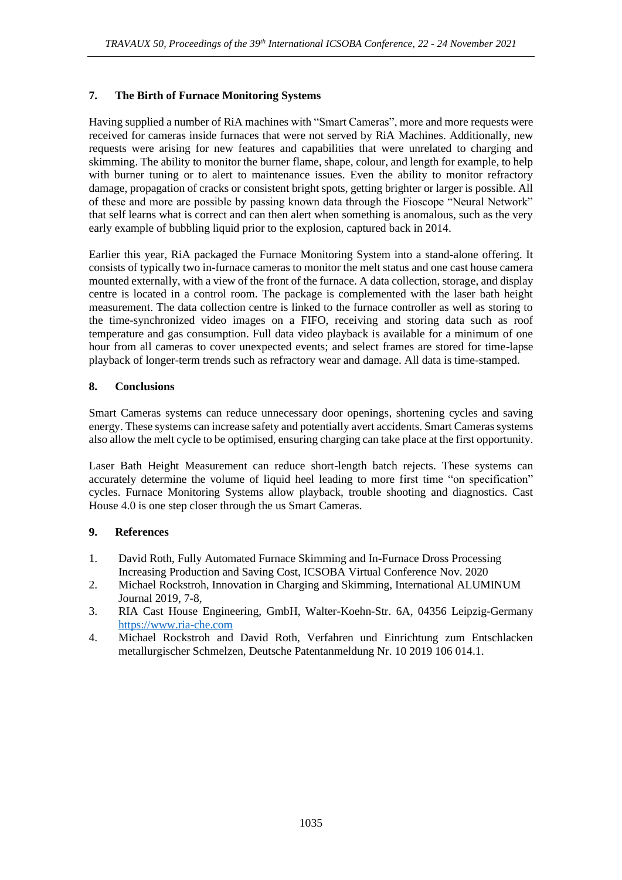## 7. The Birth of Furnace Monitoring Systems

Having supplied a number of RiA machines with "Smart Cameras", more and more requests were received for cameras inside furnaces that were not served by RiA Machines. Additionally, new requests were arising for new features and capabilities that were unrelated to charging and skimming. The ability to monitor the burner flame, shape, colour, and length for example, to help with burner tuning or to alert to maintenance issues. Even the ability to monitor refractory damage, propagation of cracks or consistent bright spots, getting brighter or larger is possible. All of these and more are possible by passing known data through the Fioscope "Neural Network" that self learns what is correct and can then alert when something is anomalous, such as the very early example of bubbling liquid prior to the explosion, captured back in 2014.

Earlier this year, RiA packaged the Furnace Monitoring System into a stand-alone offering. It consists of typically two in-furnace cameras to monitor the melt status and one cast house camera mounted externally, with a view of the front of the furnace. A data collection, storage, and display centre is located in a control room. The package is complemented with the laser bath height measurement. The data collection centre is linked to the furnace controller as well as storing to the time-synchronized video images on a FIFO, receiving and storing data such as roof temperature and gas consumption. Full data video playback is available for a minimum of one hour from all cameras to cover unexpected events; and select frames are stored for time-lapse playback of longer-term trends such as refractory wear and damage. All data is time-stamped.

## 8. Conclusions

Smart Cameras systems can reduce unnecessary door openings, shortening cycles and saving energy. These systems can increase safety and potentially avert accidents. Smart Cameras systems also allow the melt cycle to be optimised, ensuring charging can take place at the first opportunity.

Laser Bath Height Measurement can reduce short-length batch rejects. These systems can accurately determine the volume of liquid heel leading to more first time "on specification" cycles. Furnace Monitoring Systems allow playback, trouble shooting and diagnostics. Cast House 4.0 is one step closer through the us Smart Cameras.

## 9. References

1. David Roth, Fully Automated Furnace Skimming and In-Furnace Dross Processing Increasing Production and Saving Cost, ICSOBA Virtual Conference Nov. 2020
2. Michael Rockstroh, Innovation in Charging and Skimming, International ALUMINUM Journal 2019, 7-8,
3. RIA Cast House Engineering, GmbH, Walter-Koehn-Str. 6A, 04356 Leipzig-Germany https://www.ria-che.com
4. Michael Rockstroh and David Roth, Verfahren und Einrichtung zum Entschlacken metallurgischer Schmelzen, Deutsche Patentanmeldung Nr. 10 2019 106 014.1.